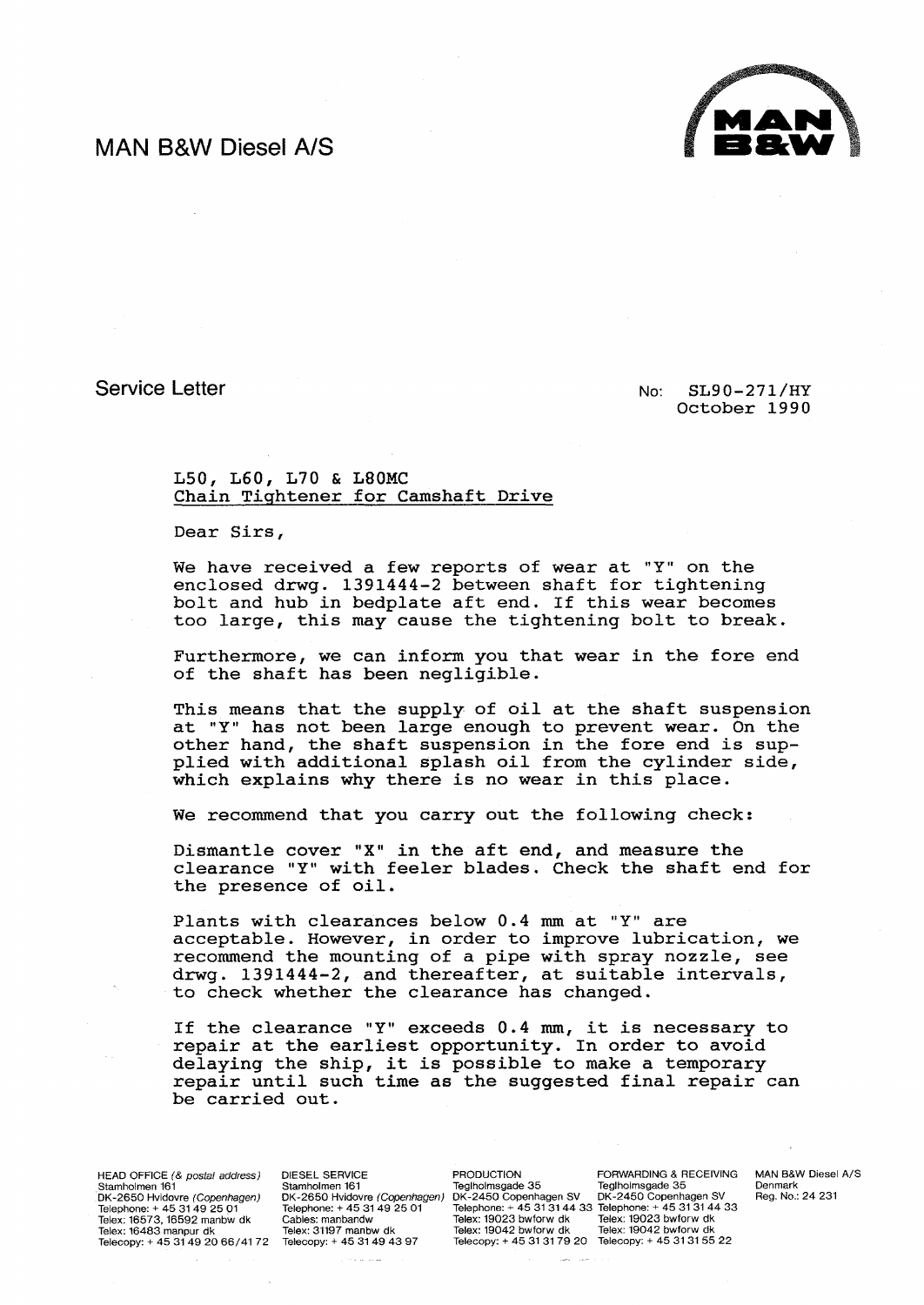# MAN B&W Diesel A/S

## Service Letter

No: SL90-271/HY
October 1990

### L50, L60, L70 & L80MC
### Chain Tightener for Camshaft Drive

Dear Sirs,

We have received a few reports of wear at "Y" on the enclosed drwg. 1391444-2 between shaft for tightening bolt and hub in bedplate aft end. If this wear becomes too large, this may cause the tightening bolt to break.

Furthermore, we can inform you that wear in the fore end of the shaft has been negligible.

This means that the supply of oil at the shaft suspension at "Y" has not been large enough to prevent wear. On the other hand, the shaft suspension in the fore end is supplied with additional splash oil from the cylinder side, which explains why there is no wear in this place.

We recommend that you carry out the following check:

Dismantle cover "X" in the aft end, and measure the clearance "Y" with feeler blades. Check the shaft end for the presence of oil.

Plants with clearances below 0.4 mm at "Y" are acceptable. However, in order to improve lubrication, we recommend the mounting of a pipe with spray nozzle, see drwg. 1391444-2, and thereafter, at suitable intervals, to check whether the clearance has changed.

If the clearance "Y" exceeds 0.4 mm, it is necessary to repair at the earliest opportunity. In order to avoid delaying the ship, it is possible to make a temporary repair until such time as the suggested final repair can be carried out.

HEAD OFFICE (& postal address)
Stamholmen 161
DK-2650 Hvidovre (Copenhagen)
Telephone: + 45 31 49 25 01
Telex: 16573, 16592 manbw dk
Telex: 16483 manpur dk
Telecopy: + 45 31 49 20 66/41 72

DIESEL SERVICE
Stamholmen 161
DK-2650 Hvidovre (Copenhagen)
Telephone: + 45 31 49 25 01
Cables: manbandw
Telex: 31197 manbw dk
Telecopy: + 45 31 49 43 97

PRODUCTION
Teglholmsgade 35
DK-2450 Copenhagen SV
Telephone: + 45 31 31 44 33
Telex: 19023 bwforw dk
Telex: 19042 bwforw dk
Telecopy: + 45 31 31 79 20

FORWARDING & RECEIVING
Teglholmsgade 35
DK-2450 Copenhagen SV
Telephone: + 45 31 31 44 33
Telex: 19023 bwforw dk
Telex: 19042 bwforw dk
Telecopy: + 45 31 31 55 22

MAN B&W Diesel A/S
Denmark
Reg. No.: 24 231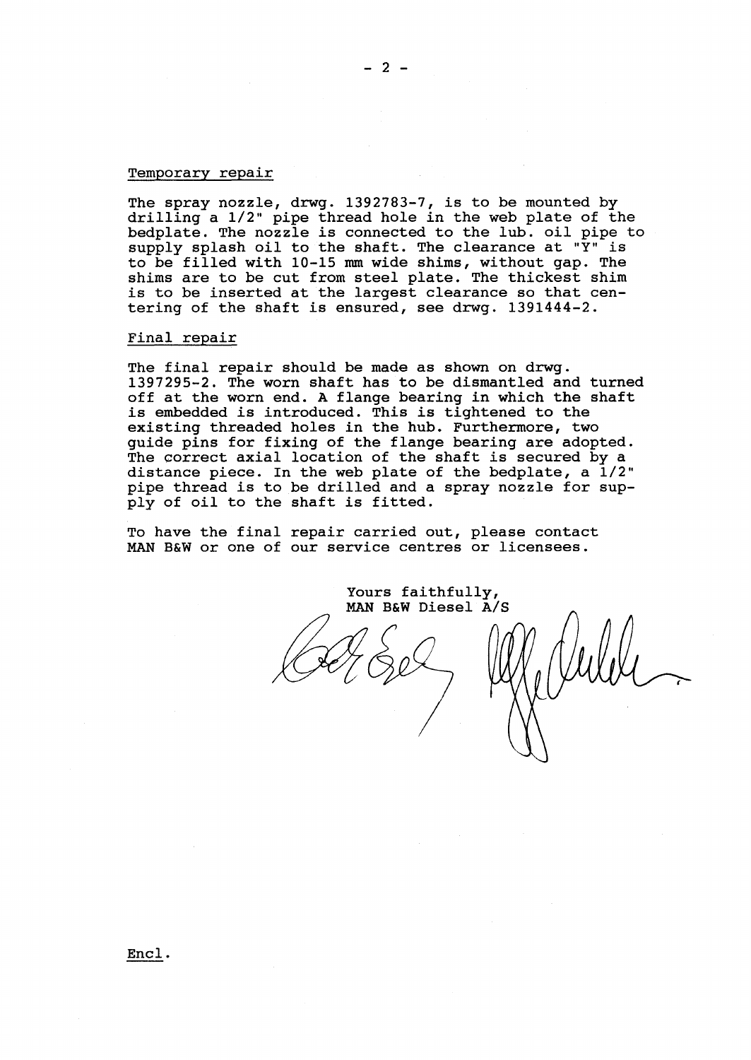Temporary repair

The spray nozzle, drwg. 1392783-7, is to be mounted by drilling a 1/2" pipe thread hole in the web plate of the bedplate. The nozzle is connected to the lub. oil pipe to supply splash oil to the shaft. The clearance at "Y" is to be filled with 10-15 mm wide shims, without gap. The shims are to be cut from steel plate. The thickest shim is to be inserted at the largest clearance so that centering of the shaft is ensured, see drwg. 1391444-2.

Final repair

The final repair should be made as shown on drwg. 1397295-2. The worn shaft has to be dismantled and turned off at the worn end. A flange bearing in which the shaft is embedded is introduced. This is tightened to the existing threaded holes in the hub. Furthermore, two guide pins for fixing of the flange bearing are adopted. The correct axial location of the shaft is secured by a distance piece. In the web plate of the bedplate, a 1/2" pipe thread is to be drilled and a spray nozzle for supply of oil to the shaft is fitted.

To have the final repair carried out, please contact MAN B&W or one of our service centres or licensees.

Yours faithfully,
MAN B&W Diesel A/S

Encl.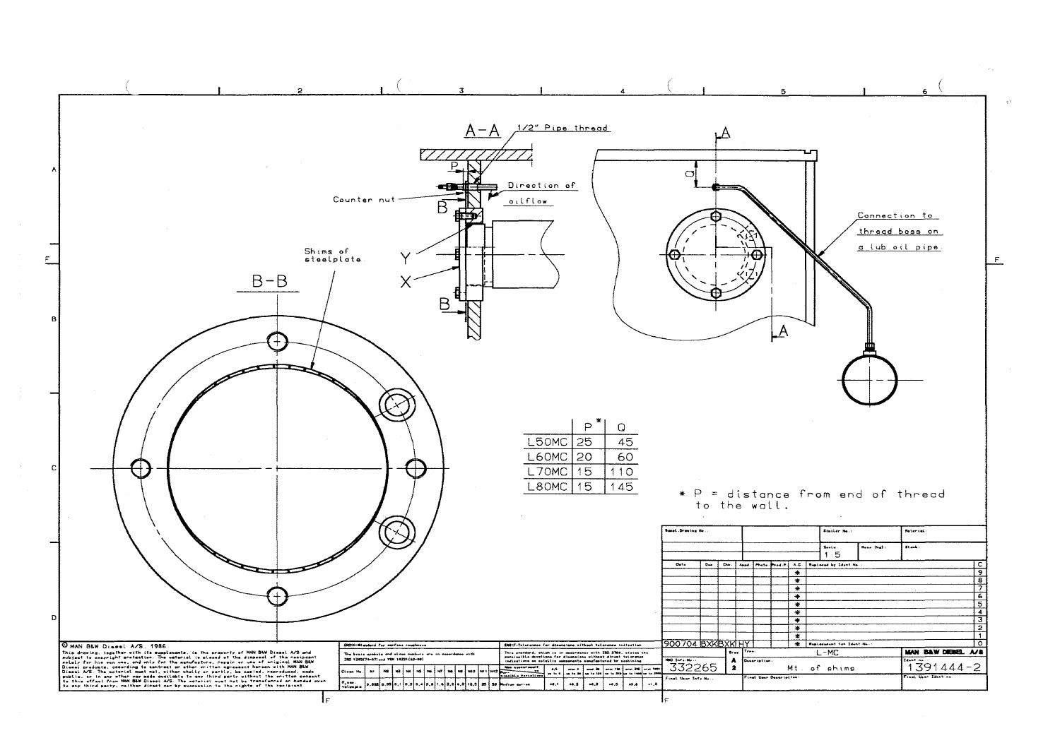A-A 1/2" Pipe thread

Counter nut

Direction of oilflow

Shims of steelplate

B-B

Connection to thread boss on a lub oil pipe.

|  | P* | Q |
|---|---|---|
| L50MC | 25 | 45 |
| L60MC | 20 | 60 |
| L70MC | 15 | 110 |
| L80MC | 15 | 145 |

* P = distance from end of thread to the wall.

© MAN B&W Diesel A/S. 1986

This drawing, together with its supplements, is the property of MAN B&W Diesel A/S and subject to copyright protection. The material is placed at the disposal of the recipient solely for his own use, and only for the manufacture, repair or use of original MAN B&W Diesel products, according to contract or other written agreement herewith with MAN B&W Diesel A/S. The material must not, either wholly or partly, be copied, reproduced, made public, or in any other way made available to any third party without the written consent to this effect from MAN B&W Diesel A/S. The material must not be transferred or handed over to any third party, neither direct nor by succession to the rights of the recipient.

Scale: 1:5

900704 BXKBXKHY

Type: L-MC

MBD Info No.: 332265

Description: Mt. of shims

MAN B&W DIESEL A/S

Ident no. 1391444-2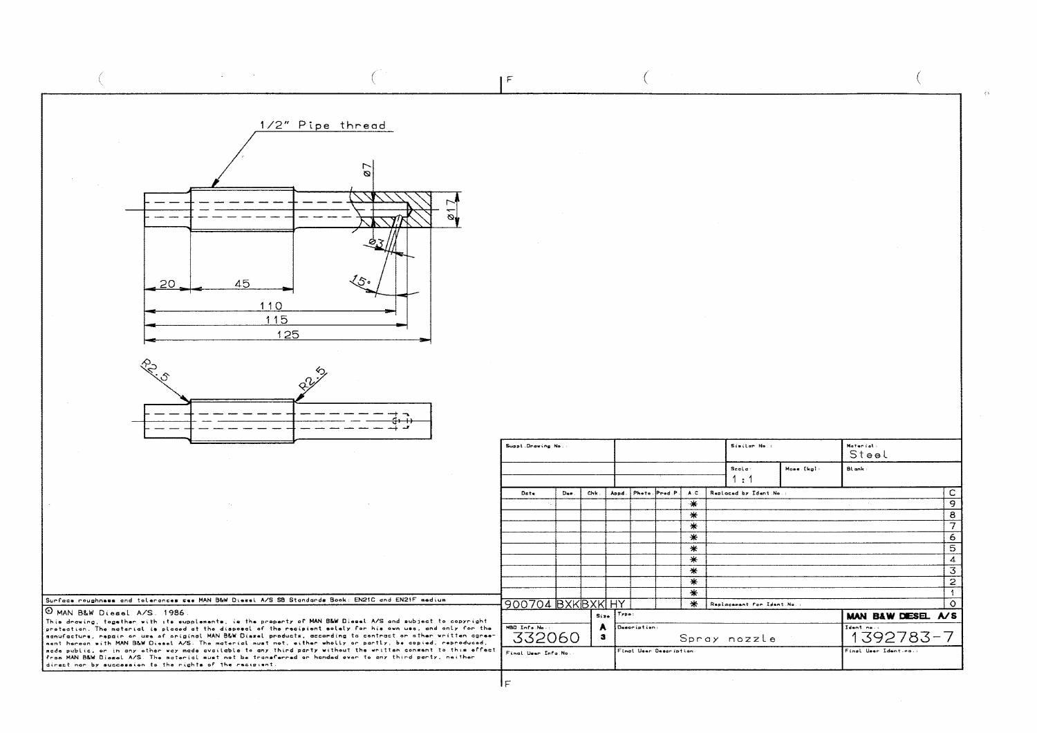1/2" Pipe thread

Ø7

Ø17

Ø3

15°

20 | 45

110

115

125

R2.5 | R2.5

Surface roughness and tolerances see MAN B&W Diesel A/S SB Standards Book: EN21C and EN21F medium

© MAN B&W Diesel A/S. 1986.

This drawing, together with its supplements, is the property of MAN B&W Diesel A/S and subject to copyright protection. The material is placed at the disposal of the recipient solely for his own use, and only for the manufacture, repair or use of original MAN B&W Diesel products, according to contract or other written agreement hereon with MAN B&W Diesel A/S. The material must not, either wholly or partly, be copied, reproduced, made public, or in any other way made available to any third party without the written consent to this effect from MAN B&W Diesel A/S. The material must not be transferred or handed over to any third party, neither direct nor by succession to the rights of the recipient.

| Suppl. Drawing No.: | | Similar No.: | | Material: Steel |
|---|---|---|---|---|
| | | Scale: 1 : 1 | Mass (kg): | Blank: |

| Date | Des | Chk | Appd | Photo | Prod P. | A.C. | Replaced by Ident No.: | |
|---|---|---|---|---|---|---|---|---|
| | | | | | | | | C |
| | | | | | | * | | 9 |
| | | | | | | * | | 8 |
| | | | | | | * | | 7 |
| | | | | | | * | | 6 |
| | | | | | | * | | 5 |
| | | | | | | * | | 4 |
| | | | | | | * | | 3 |
| | | | | | | * | | 2 |
| | | | | | | * | | 1 |
| 900704 | BXK | BXK | HY | | | * | Replacement for Ident No.: | 0 |

| MBD Info No.: 332060 | Size: A 3 | Type: / Description: Spray nozzle | MAN B&W DIESEL A/S / Ident no.: 1392783-7 |
|---|---|---|---|
| Final User Info No.: | | Final User Description: | Final User Ident no.: |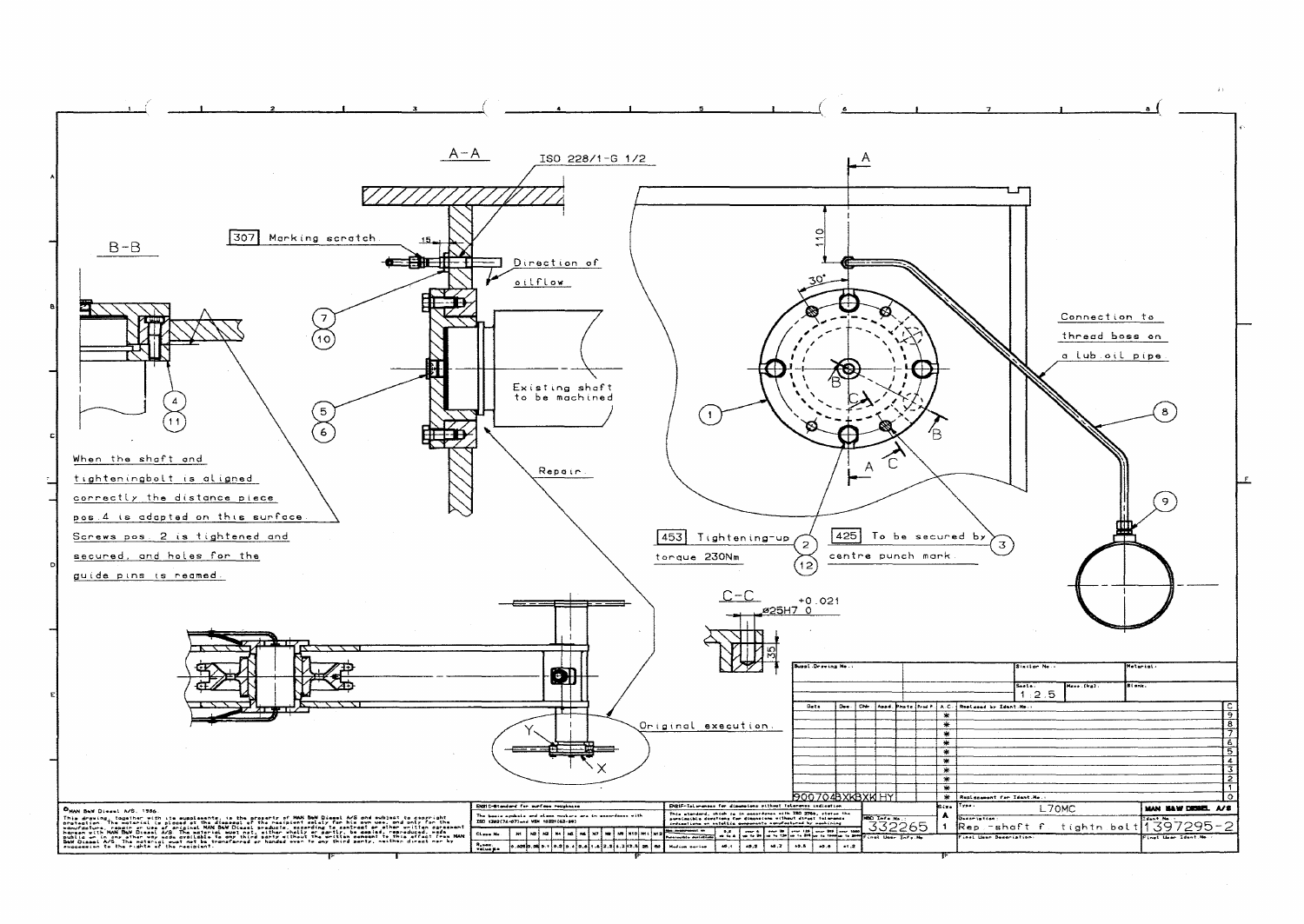A-A

ISO 228/1-G 1/2

B-B

307 Marking scratch.

15

Direction of oilflow

Existing shaft to be machined

Repair

When the shaft and tighteningbolt is aligned correctly the distance piece pos.4 is adopted on this surface. Screws pos. 2 is tightened and secured, and holes for the guide pins is reamed.

A

110

30°

Connection to thread boss on a lub.oil pipe

453 Tightening-up torque 230Nm

425 To be secured by centre punch mark.

C-C

ø25H7 +0.021 0

35

Original execution.

Y

X

| Suppl.Drawing No.: | | Similar No.: | | Material: |
|---|---|---|---|---|
| | | Scale: 1:2.5 | Mass.(kg): | Blank: |

| Date | Dsn | Chk | Appd | Photo | Prod F | A.C. | Replaced by Ident.No.: | |
|---|---|---|---|---|---|---|---|---|
| | | | | | | * | | C |
| | | | | | | * | | 9 |
| | | | | | | * | | 8 |
| | | | | | | * | | 7 |
| | | | | | | * | | 6 |
| | | | | | | * | | 5 |
| | | | | | | * | | 4 |
| | | | | | | * | | 3 |
| | | | | | | * | | 2 |
| | | | | | | * | | 1 |
| 900704BXKBXKHY | | | | | | * | Replacement for Ident.No.: | 0 |

© MAN B&W Diesel A/S. 1986.
This drawing, together with its supplements, is the property of MAN B&W Diesel A/S and subject to copyright protection. The material is placed at the disposal of the recipient solely for his own use, and only for the manufacture, repair or use of original MAN B&W Diesel products, according to contract or other written agreement herewith with MAN B&W Diesel A/S. The material must not, either wholly or partly, be copied, reproduced, made public or in any other way made available to any third party without the written consent to this effect from MAN B&W Diesel A/S. The material must not be transferred or handed over to any third party, neither direct nor by succession to the rights of the recipient.

| MBD Info No. | Size | Type: | MAN B&W DIESEL A/S |
|---|---|---|---|
| 332265 | A | L70MC | Ident No.: 1397295-2 |
| Final User Info.No. | 1 | Description: Rep.-shaft f. tightn bolt | Final User Ident No.: |